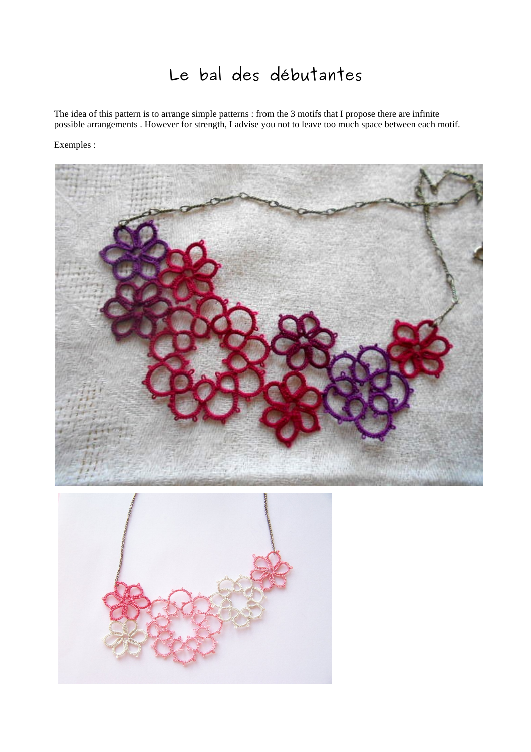# Le bal des débutantes

The idea of this pattern is to arrange simple patterns : from the 3 motifs that I propose there are infinite possible arrangements . However for strength, I advise you not to leave too much space between each motif.

Exemples :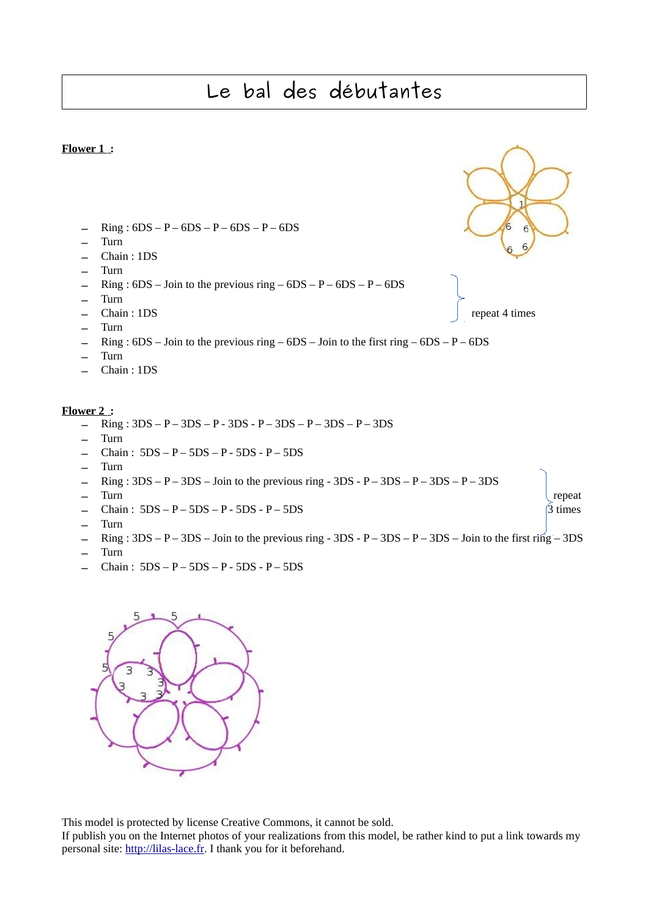# Le bal des débutantes

**Flower 1 :**

- Ring : 6DS – P – 6DS – P – 6DS – P – 6DS
- Turn
- Chain : 1DS
- Turn
- Ring : 6DS – Join to the previous ring – 6DS – P – 6DS – P – 6DS
- Turn
- Chain : 1DS
- Turn
- Ring : 6DS – Join to the previous ring – 6DS – Join to the first ring – 6DS – P – 6DS
- Turn
- Chain : 1DS

(repeat 4 times: Ring : 6DS – Join to the previous ring – 6DS – P – 6DS – P – 6DS / Turn / Chain : 1DS / Turn)

**Flower 2 :**

- Ring : 3DS – P – 3DS – P - 3DS - P – 3DS – P – 3DS – P – 3DS
- Turn
- Chain : 5DS – P – 5DS – P - 5DS - P – 5DS
- Turn
- Ring : 3DS – P – 3DS – Join to the previous ring - 3DS - P – 3DS – P – 3DS – P – 3DS
- Turn
- Chain : 5DS – P – 5DS – P - 5DS - P – 5DS
- Turn
- Ring : 3DS – P – 3DS – Join to the previous ring - 3DS - P – 3DS – P – 3DS – Join to the first ring – 3DS
- Turn
- Chain : 5DS – P – 5DS – P - 5DS - P – 5DS

(repeat 3 times: Ring : 3DS – P – 3DS – Join to the previous ring - 3DS - P – 3DS – P – 3DS – P – 3DS / Turn / Chain : 5DS – P – 5DS – P - 5DS - P – 5DS / Turn)

This model is protected by license Creative Commons, it cannot be sold.
If publish you on the Internet photos of your realizations from this model, be rather kind to put a link towards my personal site: http://lilas-lace.fr. I thank you for it beforehand.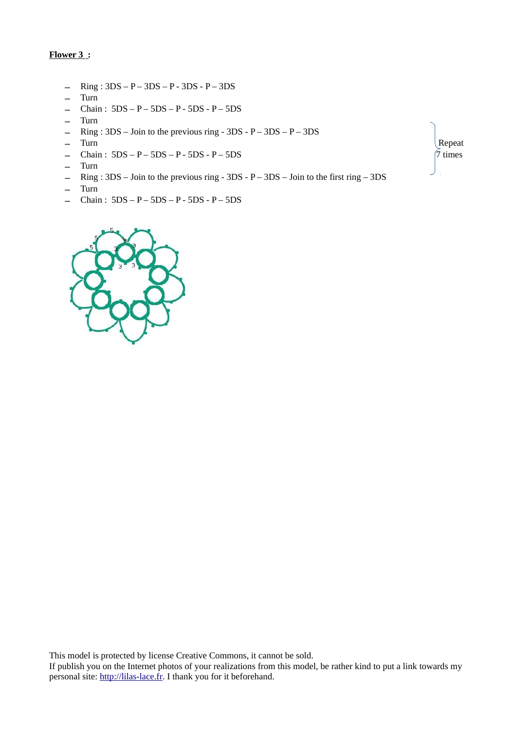**Flower 3 :**

- Ring : 3DS – P – 3DS – P - 3DS - P – 3DS
- Turn
- Chain : 5DS – P – 5DS – P - 5DS - P – 5DS
- Turn
- Ring : 3DS – Join to the previous ring - 3DS - P – 3DS – P – 3DS
- Turn
- Chain : 5DS – P – 5DS – P - 5DS - P – 5DS
- Turn
- Ring : 3DS – Join to the previous ring - 3DS - P – 3DS – Join to the first ring – 3DS
- Turn
- Chain : 5DS – P – 5DS – P - 5DS - P – 5DS

Repeat 7 times

5
5
5
3
3
3
3
3

This model is protected by license Creative Commons, it cannot be sold.
If publish you on the Internet photos of your realizations from this model, be rather kind to put a link towards my personal site: [http://lilas-lace.fr](http://lilas-lace.fr). I thank you for it beforehand.